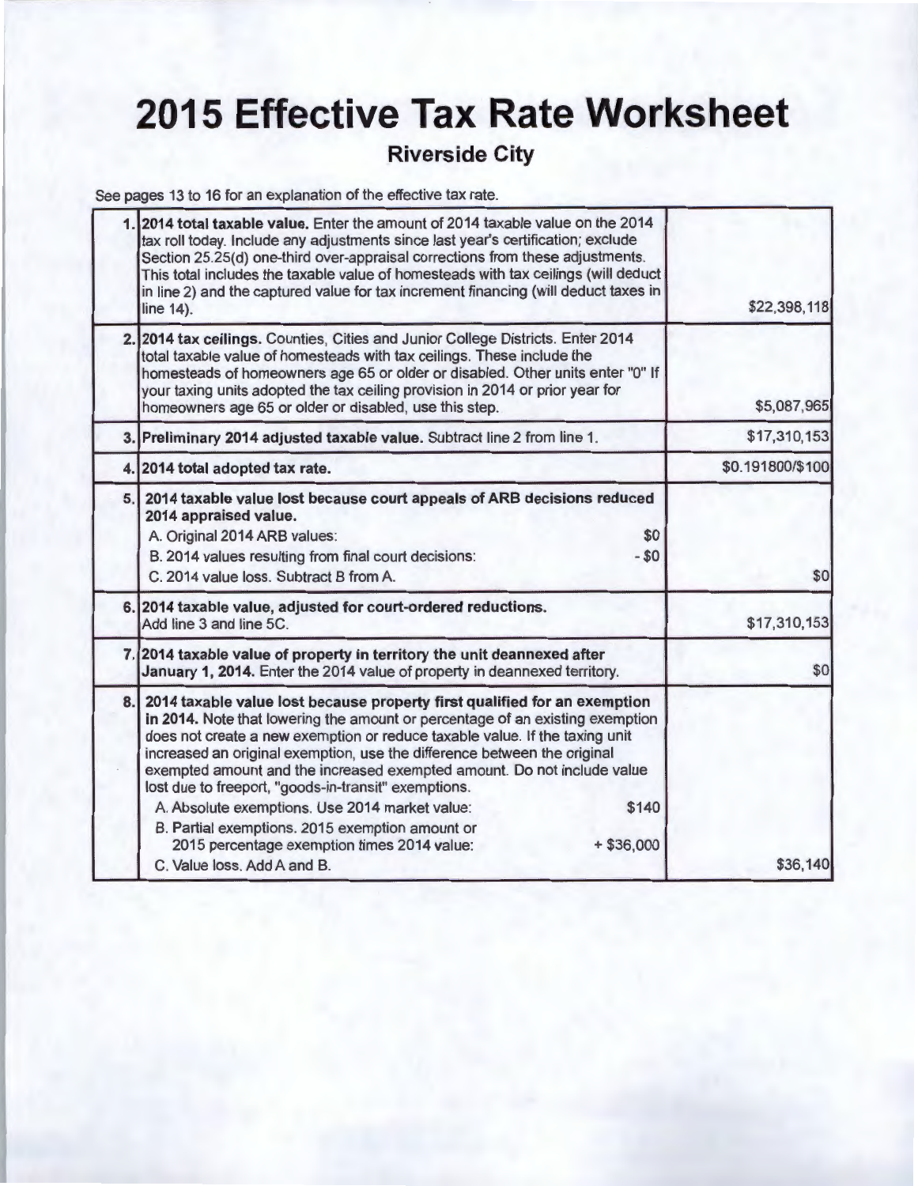# 2015 Effective Tax Rate Worksheet

## Riverside City

See pages 13 to 16 for an explanation of the effective tax rate.

| | | |
|---|---|---|
| 1. | **2014 total taxable value.** Enter the amount of 2014 taxable value on the 2014 tax roll today. Include any adjustments since last year's certification; exclude Section 25.25(d) one-third over-appraisal corrections from these adjustments. This total includes the taxable value of homesteads with tax ceilings (will deduct in line 2) and the captured value for tax increment financing (will deduct taxes in line 14). | $22,398,118 |
| 2. | **2014 tax ceilings.** Counties, Cities and Junior College Districts. Enter 2014 total taxable value of homesteads with tax ceilings. These include the homesteads of homeowners age 65 or older or disabled. Other units enter "0" If your taxing units adopted the tax ceiling provision in 2014 or prior year for homeowners age 65 or older or disabled, use this step. | $5,087,965 |
| 3. | **Preliminary 2014 adjusted taxable value.** Subtract line 2 from line 1. | $17,310,153 |
| 4. | **2014 total adopted tax rate.** | $0.191800/$100 |
| 5. | **2014 taxable value lost because court appeals of ARB decisions reduced 2014 appraised value.**<br>A. Original 2014 ARB values: $0<br>B. 2014 values resulting from final court decisions: - $0<br>C. 2014 value loss. Subtract B from A. | $0 |
| 6. | **2014 taxable value, adjusted for court-ordered reductions.** Add line 3 and line 5C. | $17,310,153 |
| 7. | **2014 taxable value of property in territory the unit deannexed after January 1, 2014.** Enter the 2014 value of property in deannexed territory. | $0 |
| 8. | **2014 taxable value lost because property first qualified for an exemption in 2014.** Note that lowering the amount or percentage of an existing exemption does not create a new exemption or reduce taxable value. If the taxing unit increased an original exemption, use the difference between the original exempted amount and the increased exempted amount. Do not include value lost due to freeport, "goods-in-transit" exemptions.<br>A. Absolute exemptions. Use 2014 market value: $140<br>B. Partial exemptions. 2015 exemption amount or 2015 percentage exemption times 2014 value: + $36,000<br>C. Value loss. Add A and B. | $36,140 |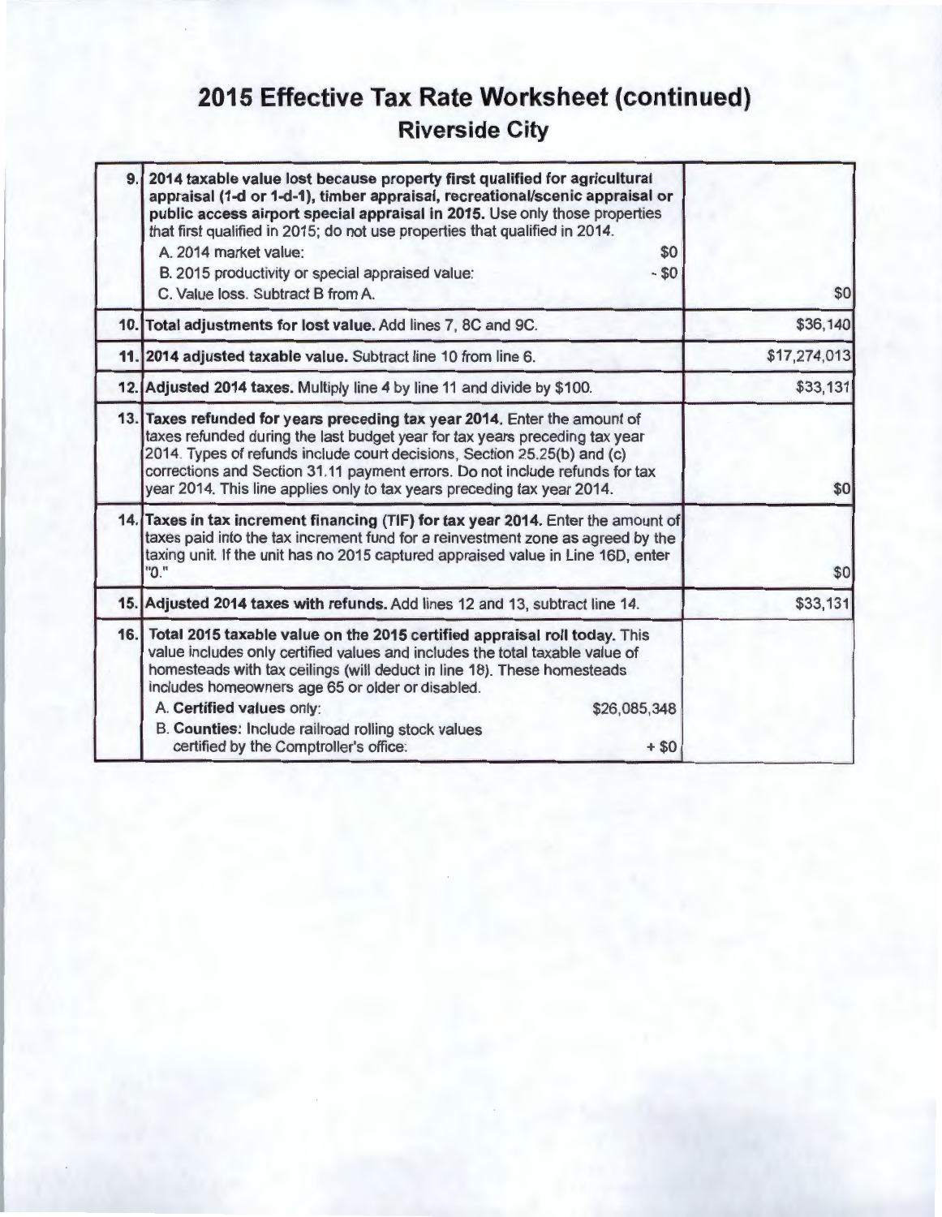# 2015 Effective Tax Rate Worksheet (continued)

## Riverside City

| | | |
|---|---|---|
| 9. | **2014 taxable value lost because property first qualified for agricultural appraisal (1-d or 1-d-1), timber appraisal, recreational/scenic appraisal or public access airport special appraisal in 2015.** Use only those properties that first qualified in 2015; do not use properties that qualified in 2014.<br>A. 2014 market value: $0<br>B. 2015 productivity or special appraised value: - $0<br>C. Value loss. Subtract B from A. | $0 |
| 10. | **Total adjustments for lost value.** Add lines 7, 8C and 9C. | $36,140 |
| 11. | **2014 adjusted taxable value.** Subtract line 10 from line 6. | $17,274,013 |
| 12. | **Adjusted 2014 taxes.** Multiply line 4 by line 11 and divide by $100. | $33,131 |
| 13. | **Taxes refunded for years preceding tax year 2014.** Enter the amount of taxes refunded during the last budget year for tax years preceding tax year 2014. Types of refunds include court decisions, Section 25.25(b) and (c) corrections and Section 31.11 payment errors. Do not include refunds for tax year 2014. This line applies only to tax years preceding tax year 2014. | $0 |
| 14. | **Taxes in tax increment financing (TIF) for tax year 2014.** Enter the amount of taxes paid into the tax increment fund for a reinvestment zone as agreed by the taxing unit. If the unit has no 2015 captured appraised value in Line 16D, enter "0." | $0 |
| 15. | **Adjusted 2014 taxes with refunds.** Add lines 12 and 13, subtract line 14. | $33,131 |
| 16. | **Total 2015 taxable value on the 2015 certified appraisal roll today.** This value includes only certified values and includes the total taxable value of homesteads with tax ceilings (will deduct in line 18). These homesteads includes homeowners age 65 or older or disabled.<br>A. **Certified values** only: $26,085,348<br>B. **Counties:** Include railroad rolling stock values certified by the Comptroller's office: + $0 | |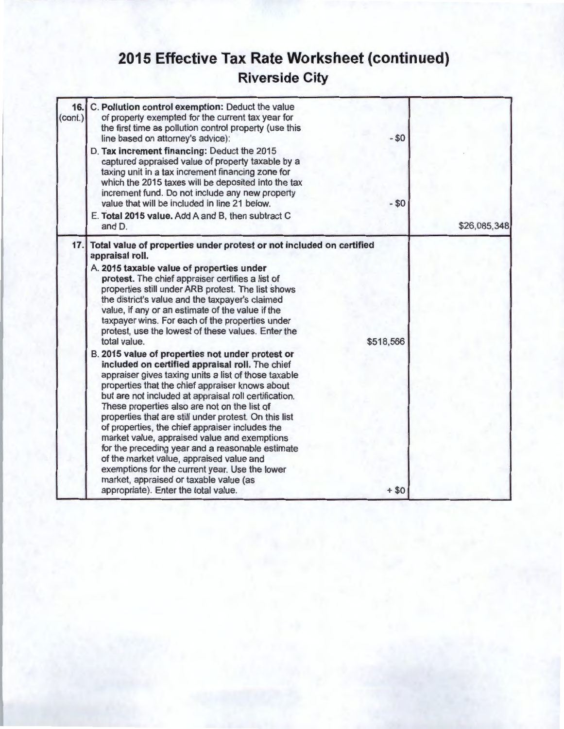# 2015 Effective Tax Rate Worksheet (continued)

## Riverside City

| | | | |
|---|---|---|---|
| **16.** (cont.) | C. **Pollution control exemption:** Deduct the value of property exempted for the current tax year for the first time as pollution control property (use this line based on attorney's advice): | - $0 | |
| | D. **Tax increment financing:** Deduct the 2015 captured appraised value of property taxable by a taxing unit in a tax increment financing zone for which the 2015 taxes will be deposited into the tax increment fund. Do not include any new property value that will be included in line 21 below. | - $0 | |
| | E. **Total 2015 value.** Add A and B, then subtract C and D. | | $26,085,348 |
| **17.** | **Total value of properties under protest or not included on certified appraisal roll.** | | |
| | A. **2015 taxable value of properties under protest.** The chief appraiser certifies a list of properties still under ARB protest. The list shows the district's value and the taxpayer's claimed value, if any or an estimate of the value if the taxpayer wins. For each of the properties under protest, use the lowest of these values. Enter the total value. | $518,566 | |
| | B. **2015 value of properties not under protest or included on certified appraisal roll.** The chief appraiser gives taxing units a list of those taxable properties that the chief appraiser knows about but are not included at appraisal roll certification. These properties also are not on the list of properties that are still under protest. On this list of properties, the chief appraiser includes the market value, appraised value and exemptions for the preceding year and a reasonable estimate of the market value, appraised value and exemptions for the current year. Use the lower market, appraised or taxable value (as appropriate). Enter the total value. | + $0 | |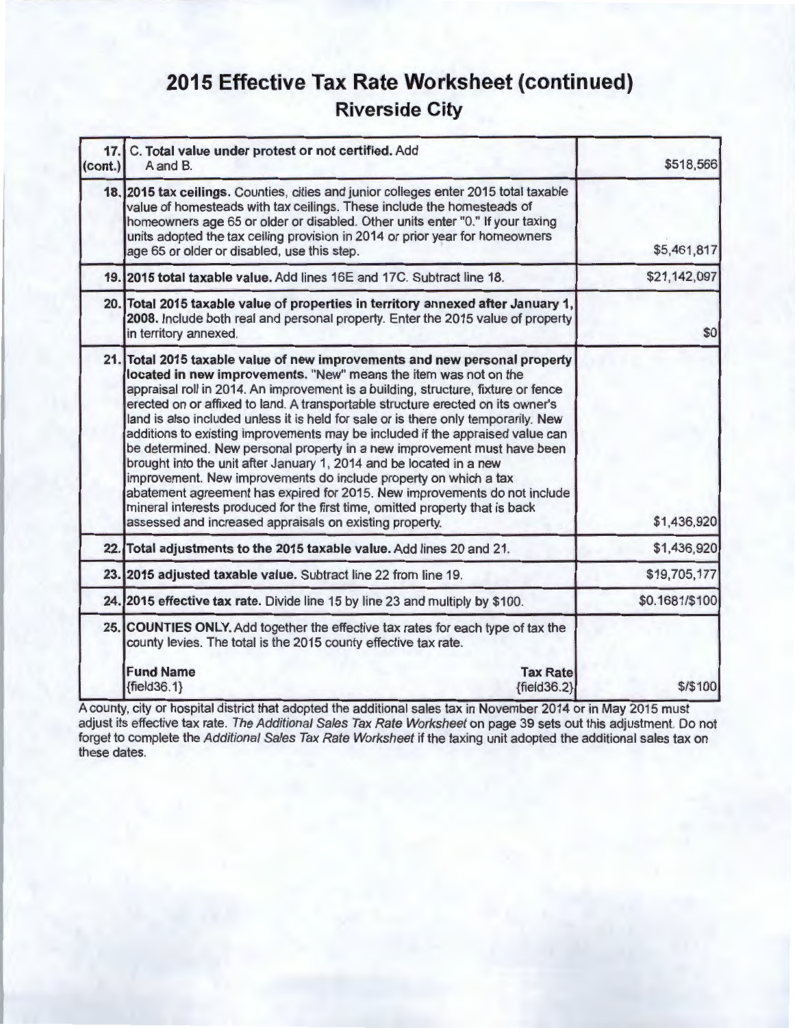# 2015 Effective Tax Rate Worksheet (continued)

## Riverside City

| | | |
|---|---|---|
| 17. (cont.) | C. **Total value under protest or not certified.** Add A and B. | $518,566 |
| 18. | **2015 tax ceilings.** Counties, cities and junior colleges enter 2015 total taxable value of homesteads with tax ceilings. These include the homesteads of homeowners age 65 or older or disabled. Other units enter "0." If your taxing units adopted the tax ceiling provision in 2014 or prior year for homeowners age 65 or older or disabled, use this step. | $5,461,817 |
| 19. | **2015 total taxable value.** Add lines 16E and 17C. Subtract line 18. | $21,142,097 |
| 20. | **Total 2015 taxable value of properties in territory annexed after January 1, 2008.** Include both real and personal property. Enter the 2015 value of property in territory annexed. | $0 |
| 21. | **Total 2015 taxable value of new improvements and new personal property located in new improvements.** "New" means the item was not on the appraisal roll in 2014. An improvement is a building, structure, fixture or fence erected on or affixed to land. A transportable structure erected on its owner's land is also included unless it is held for sale or is there only temporarily. New additions to existing improvements may be included if the appraised value can be determined. New personal property in a new improvement must have been brought into the unit after January 1, 2014 and be located in a new improvement. New improvements do include property on which a tax abatement agreement has expired for 2015. New improvements do not include mineral interests produced for the first time, omitted property that is back assessed and increased appraisals on existing property. | $1,436,920 |
| 22. | **Total adjustments to the 2015 taxable value.** Add lines 20 and 21. | $1,436,920 |
| 23. | **2015 adjusted taxable value.** Subtract line 22 from line 19. | $19,705,177 |
| 24. | **2015 effective tax rate.** Divide line 15 by line 23 and multiply by $100. | $0.1681/$100 |
| 25. | **COUNTIES ONLY.** Add together the effective tax rates for each type of tax the county levies. The total is the 2015 county effective tax rate.<br><br>**Fund Name** {field36.1} — **Tax Rate** {field36.2} | $/$100 |

A county, city or hospital district that adopted the additional sales tax in November 2014 or in May 2015 must adjust its effective tax rate. *The Additional Sales Tax Rate Worksheet* on page 39 sets out this adjustment. Do not forget to complete the *Additional Sales Tax Rate Worksheet* if the taxing unit adopted the additional sales tax on these dates.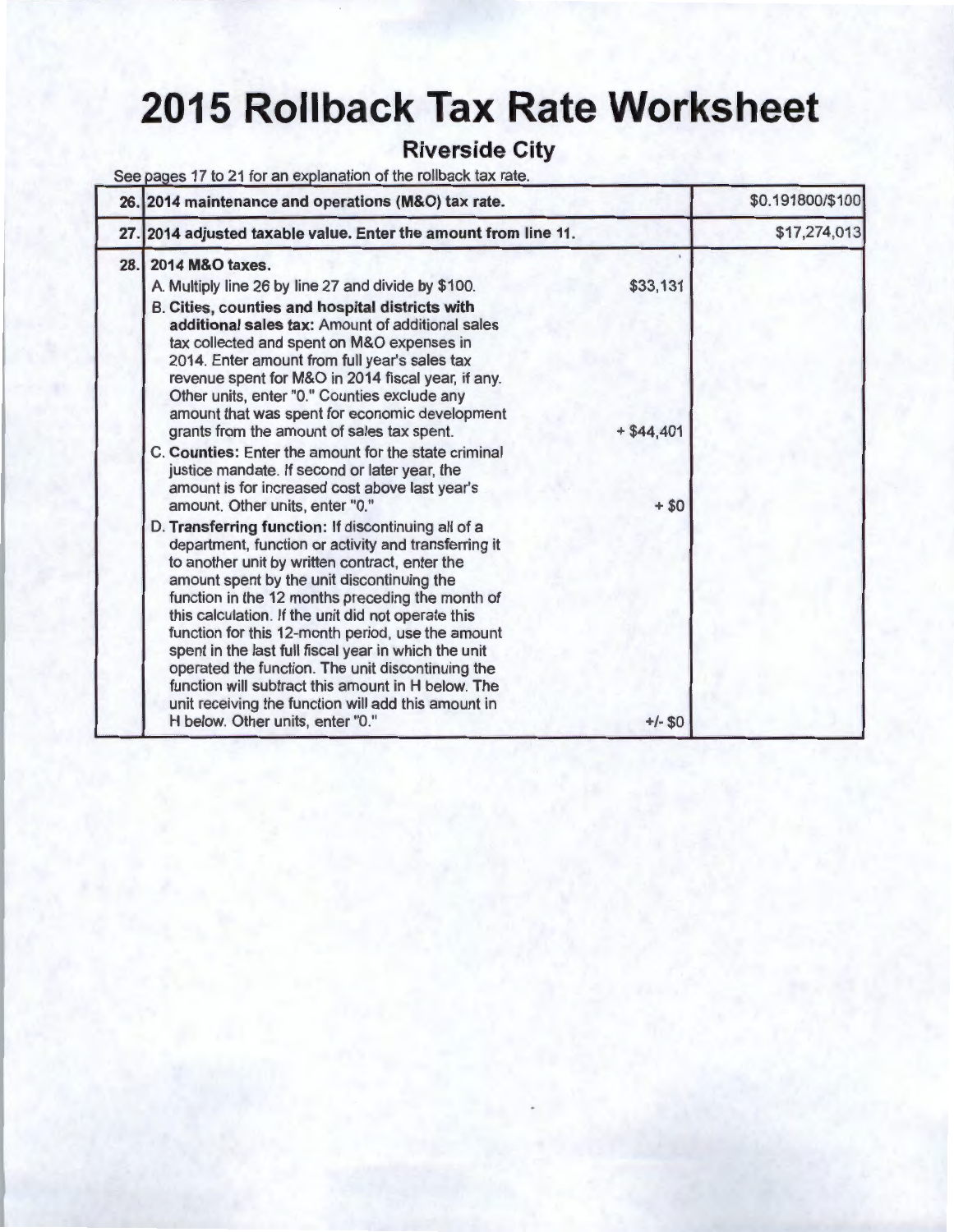# 2015 Rollback Tax Rate Worksheet

## Riverside City

See pages 17 to 21 for an explanation of the rollback tax rate.

| | | | |
|---|---|---|---|
| 26. | **2014 maintenance and operations (M&O) tax rate.** | | $0.191800/$100 |
| 27. | **2014 adjusted taxable value. Enter the amount from line 11.** | | $17,274,013 |
| 28. | **2014 M&O taxes.** | | |
| | A. Multiply line 26 by line 27 and divide by $100. | $33,131 | |
| | B. **Cities, counties and hospital districts with additional sales tax:** Amount of additional sales tax collected and spent on M&O expenses in 2014. Enter amount from full year's sales tax revenue spent for M&O in 2014 fiscal year, if any. Other units, enter "0." Counties exclude any amount that was spent for economic development grants from the amount of sales tax spent. | + $44,401 | |
| | C. **Counties:** Enter the amount for the state criminal justice mandate. If second or later year, the amount is for increased cost above last year's amount. Other units, enter "0." | + $0 | |
| | D. **Transferring function:** If discontinuing all of a department, function or activity and transferring it to another unit by written contract, enter the amount spent by the unit discontinuing the function in the 12 months preceding the month of this calculation. If the unit did not operate this function for this 12-month period, use the amount spent in the last full fiscal year in which the unit operated the function. The unit discontinuing the function will subtract this amount in H below. The unit receiving the function will add this amount in H below. Other units, enter "0." | +/- $0 | |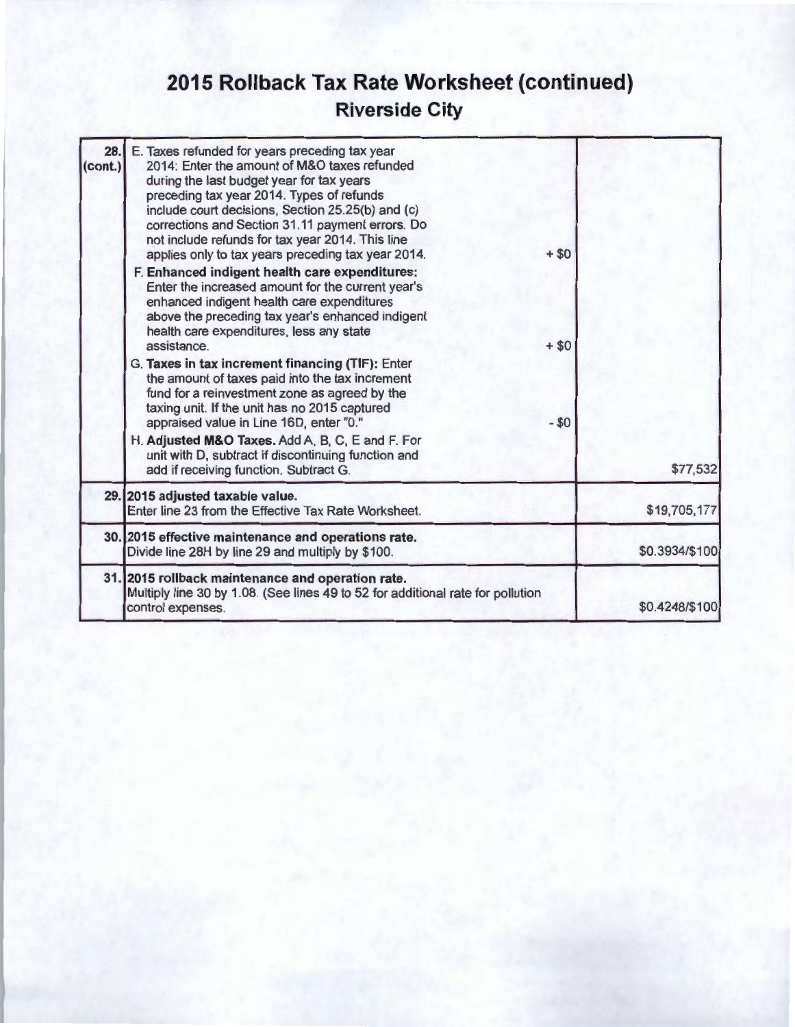# 2015 Rollback Tax Rate Worksheet (continued)
## Riverside City

| | | | |
|---|---|---|---|
| **28. (cont.)** | E. Taxes refunded for years preceding tax year 2014: Enter the amount of M&O taxes refunded during the last budget year for tax years preceding tax year 2014. Types of refunds include court decisions, Section 25.25(b) and (c) corrections and Section 31.11 payment errors. Do not include refunds for tax year 2014. This line applies only to tax years preceding tax year 2014. | + $0 | |
| | F. **Enhanced indigent health care expenditures:** Enter the increased amount for the current year's enhanced indigent health care expenditures above the preceding tax year's enhanced indigent health care expenditures, less any state assistance. | + $0 | |
| | G. **Taxes in tax increment financing (TIF):** Enter the amount of taxes paid into the tax increment fund for a reinvestment zone as agreed by the taxing unit. If the unit has no 2015 captured appraised value in Line 16D, enter "0." | - $0 | |
| | H. **Adjusted M&O Taxes.** Add A, B, C, E and F. For unit with D, subtract if discontinuing function and add if receiving function. Subtract G. | | $77,532 |
| **29.** | **2015 adjusted taxable value.** Enter line 23 from the Effective Tax Rate Worksheet. | | $19,705,177 |
| **30.** | **2015 effective maintenance and operations rate.** Divide line 28H by line 29 and multiply by $100. | | $0.3934/$100 |
| **31.** | **2015 rollback maintenance and operation rate.** Multiply line 30 by 1.08. (See lines 49 to 52 for additional rate for pollution control expenses. | | $0.4248/$100 |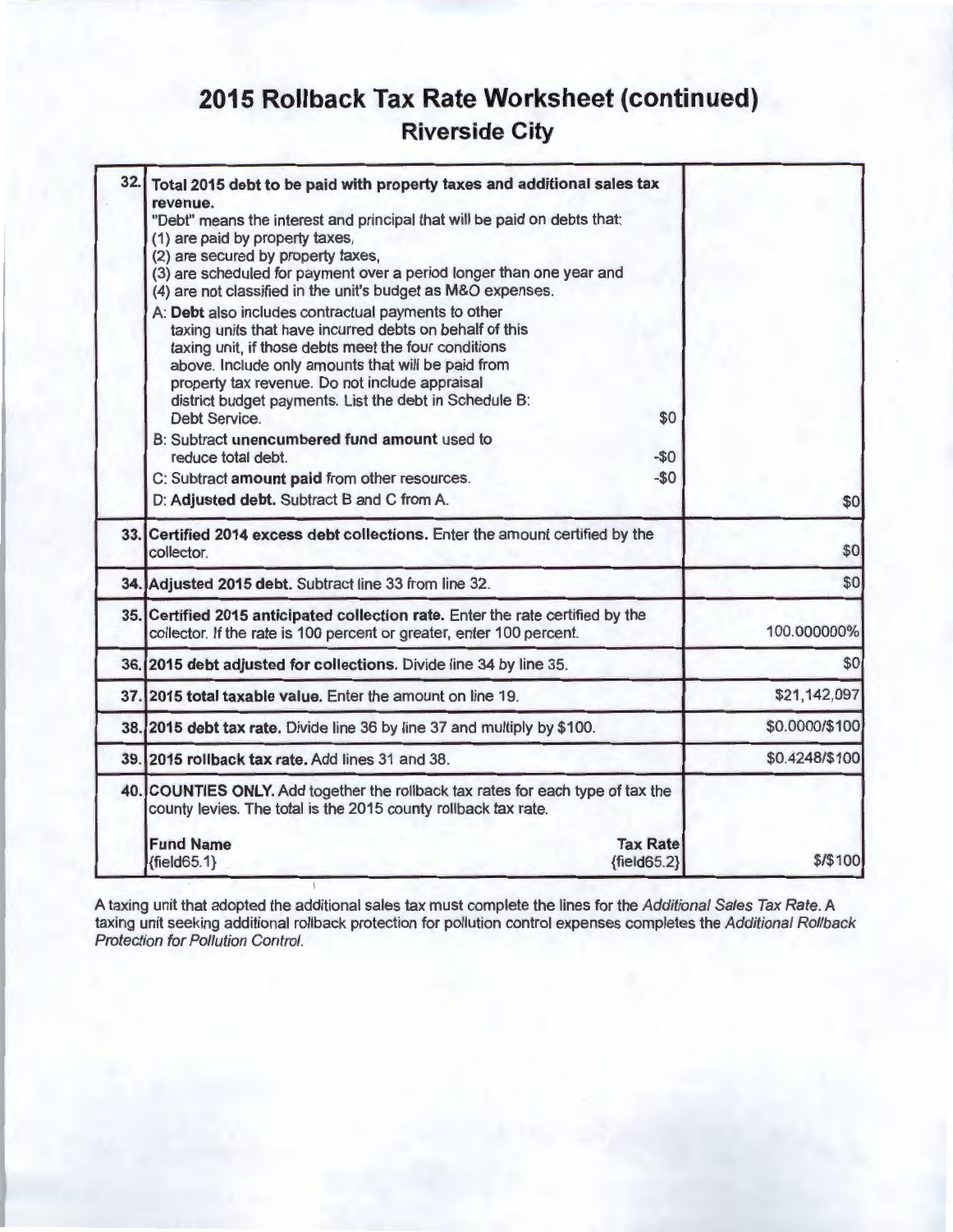# 2015 Rollback Tax Rate Worksheet (continued)

## Riverside City

| | | |
|---|---|---|
| 32. | **Total 2015 debt to be paid with property taxes and additional sales tax revenue.**<br>"Debt" means the interest and principal that will be paid on debts that:<br>(1) are paid by property taxes,<br>(2) are secured by property taxes,<br>(3) are scheduled for payment over a period longer than one year and<br>(4) are not classified in the unit's budget as M&O expenses.<br>A: **Debt** also includes contractual payments to other taxing units that have incurred debts on behalf of this taxing unit, if those debts meet the four conditions above. Include only amounts that will be paid from property tax revenue. Do not include appraisal district budget payments. List the debt in Schedule B: Debt Service. $0<br>B: Subtract **unencumbered fund amount** used to reduce total debt. -$0<br>C: Subtract **amount paid** from other resources. -$0<br>D: **Adjusted debt.** Subtract B and C from A. | $0 |
| 33. | **Certified 2014 excess debt collections.** Enter the amount certified by the collector. | $0 |
| 34. | **Adjusted 2015 debt.** Subtract line 33 from line 32. | $0 |
| 35. | **Certified 2015 anticipated collection rate.** Enter the rate certified by the collector. If the rate is 100 percent or greater, enter 100 percent. | 100.000000% |
| 36. | **2015 debt adjusted for collections.** Divide line 34 by line 35. | $0 |
| 37. | **2015 total taxable value.** Enter the amount on line 19. | $21,142,097 |
| 38. | **2015 debt tax rate.** Divide line 36 by line 37 and multiply by $100. | $0.0000/$100 |
| 39. | **2015 rollback tax rate.** Add lines 31 and 38. | $0.4248/$100 |
| 40. | **COUNTIES ONLY.** Add together the rollback tax rates for each type of tax the county levies. The total is the 2015 county rollback tax rate.<br>**Fund Name** / **Tax Rate**<br>{field65.1} / {field65.2} | $/$100 |

A taxing unit that adopted the additional sales tax must complete the lines for the *Additional Sales Tax Rate*. A taxing unit seeking additional rollback protection for pollution control expenses completes the *Additional Rollback Protection for Pollution Control*.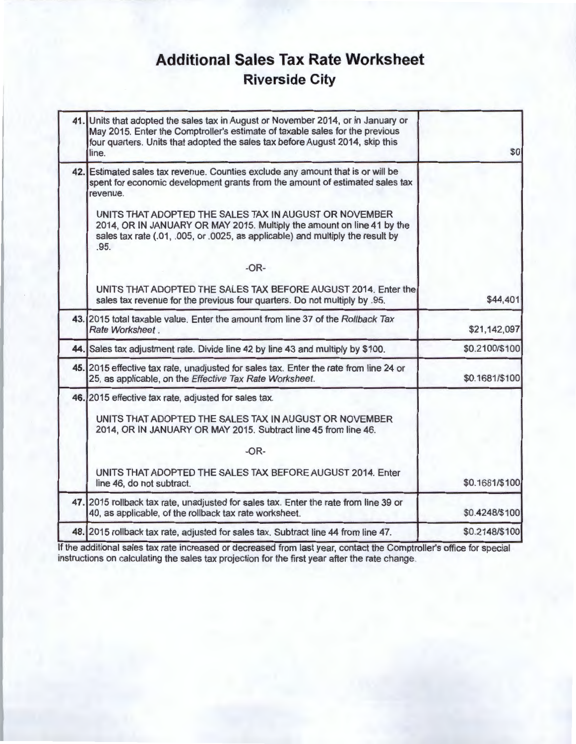# Additional Sales Tax Rate Worksheet

## Riverside City

| | | |
|---|---|---|
| **41.** | Units that adopted the sales tax in August or November 2014, or in January or May 2015. Enter the Comptroller's estimate of taxable sales for the previous four quarters. Units that adopted the sales tax before August 2014, skip this line. | $0 |
| **42.** | Estimated sales tax revenue. Counties exclude any amount that is or will be spent for economic development grants from the amount of estimated sales tax revenue.<br><br>UNITS THAT ADOPTED THE SALES TAX IN AUGUST OR NOVEMBER 2014, OR IN JANUARY OR MAY 2015. Multiply the amount on line 41 by the sales tax rate (.01, .005, or .0025, as applicable) and multiply the result by .95.<br><br>-OR-<br><br>UNITS THAT ADOPTED THE SALES TAX BEFORE AUGUST 2014. Enter the sales tax revenue for the previous four quarters. Do not multiply by .95. | $44,401 |
| **43.** | 2015 total taxable value. Enter the amount from line 37 of the *Rollback Tax Rate Worksheet*. | $21,142,097 |
| **44.** | Sales tax adjustment rate. Divide line 42 by line 43 and multiply by $100. | $0.2100/$100 |
| **45.** | 2015 effective tax rate, unadjusted for sales tax. Enter the rate from line 24 or 25, as applicable, on the *Effective Tax Rate Worksheet*. | $0.1681/$100 |
| **46.** | 2015 effective tax rate, adjusted for sales tax.<br><br>UNITS THAT ADOPTED THE SALES TAX IN AUGUST OR NOVEMBER 2014, OR IN JANUARY OR MAY 2015. Subtract line 45 from line 46.<br><br>-OR-<br><br>UNITS THAT ADOPTED THE SALES TAX BEFORE AUGUST 2014. Enter line 46, do not subtract. | $0.1681/$100 |
| **47.** | 2015 rollback tax rate, unadjusted for sales tax. Enter the rate from line 39 or 40, as applicable, of the rollback tax rate worksheet. | $0.4248/$100 |
| **48.** | 2015 rollback tax rate, adjusted for sales tax. Subtract line 44 from line 47. | $0.2148/$100 |

If the additional sales tax rate increased or decreased from last year, contact the Comptroller's office for special instructions on calculating the sales tax projection for the first year after the rate change.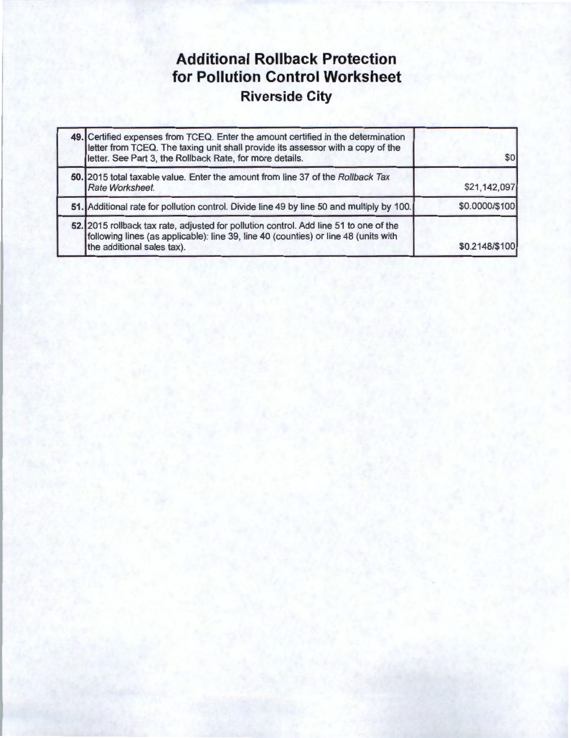# Additional Rollback Protection for Pollution Control Worksheet

## Riverside City

| | | |
|---|---|---|
| 49. | Certified expenses from TCEQ. Enter the amount certified in the determination letter from TCEQ. The taxing unit shall provide its assessor with a copy of the letter. See Part 3, the Rollback Rate, for more details. | $0 |
| 50. | 2015 total taxable value. Enter the amount from line 37 of the *Rollback Tax Rate Worksheet.* | $21,142,097 |
| 51. | Additional rate for pollution control. Divide line 49 by line 50 and multiply by 100. | $0.0000/$100 |
| 52. | 2015 rollback tax rate, adjusted for pollution control. Add line 51 to one of the following lines (as applicable): line 39, line 40 (counties) or line 48 (units with the additional sales tax). | $0.2148/$100 |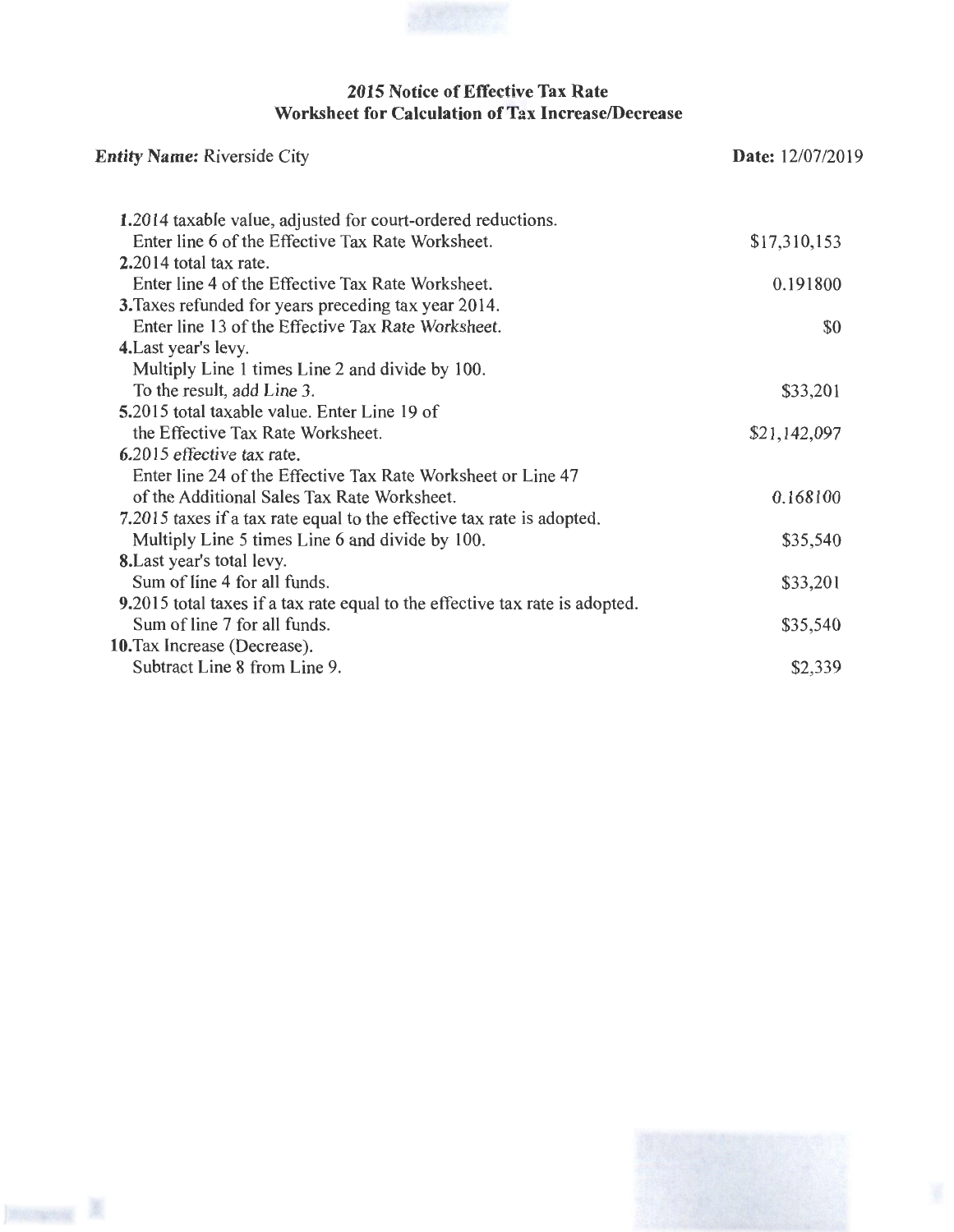**2015 Notice of Effective Tax Rate**
**Worksheet for Calculation of Tax Increase/Decrease**

***Entity Name:*** Riverside City **Date:** 12/07/2019

| | |
|---|---|
| **1.** *2014* taxable value, adjusted for court-ordered reductions.<br>Enter line 6 of the Effective Tax Rate Worksheet. | $17,310,153 |
| **2.** 2014 total tax rate.<br>Enter line 4 of the Effective Tax Rate Worksheet. | 0.191800 |
| **3.** Taxes refunded for years preceding tax year 2014.<br>Enter line 13 of the Effective Tax Rate *Worksheet.* | $0 |
| **4.** Last year's levy.<br>Multiply Line 1 times Line 2 and divide by 100.<br>To the result, add *Line* 3. | $33,201 |
| **5.** 2015 total taxable value. Enter Line 19 of<br>the Effective Tax Rate Worksheet. | $21,142,097 |
| **6.** 2015 *effective tax* rate.<br>Enter line 24 of the Effective Tax Rate Worksheet or Line 47<br>of the Additional Sales Tax Rate Worksheet. | *0.168100* |
| **7.** 2015 taxes if a tax rate equal to the effective tax rate is adopted.<br>Multiply Line 5 times Line 6 and divide by 100. | $35,540 |
| **8.** Last year's total levy.<br>Sum of line 4 for all funds. | $33,201 |
| **9.** 2015 total taxes if a tax rate equal to the effective tax rate is adopted.<br>Sum of line 7 for all funds. | $35,540 |
| **10.** Tax Increase (Decrease).<br>Subtract Line 8 from Line 9. | $2,339 |